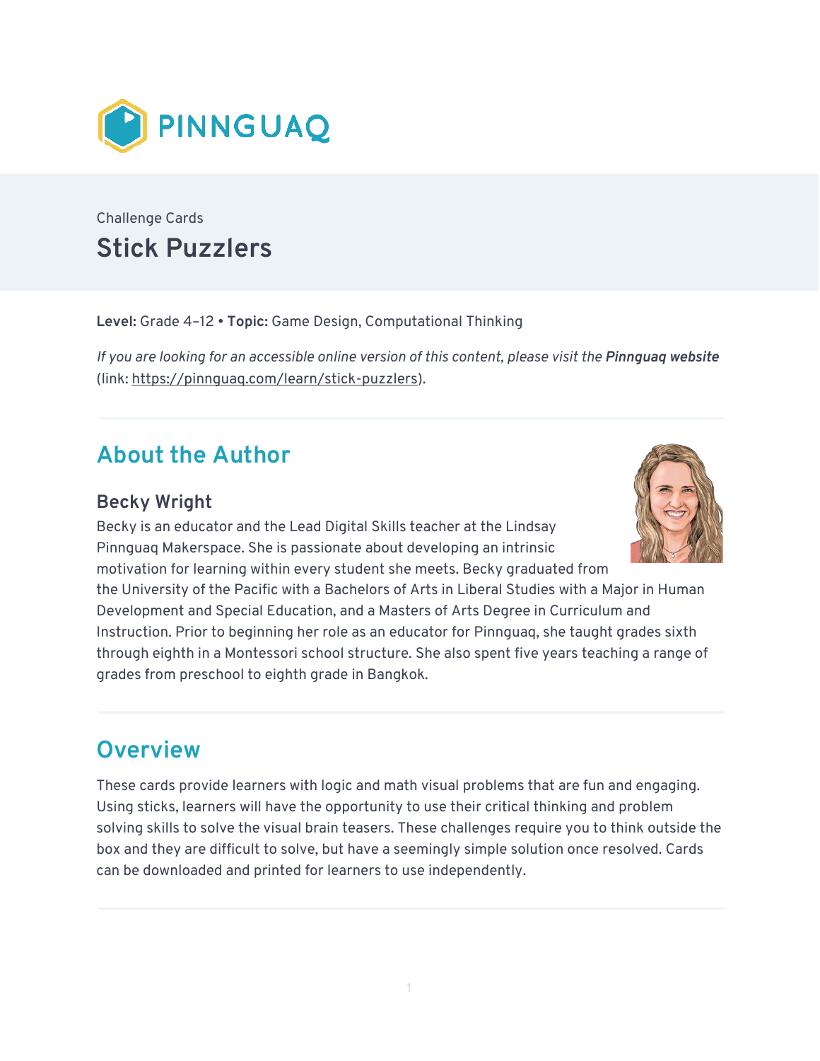PINNGUAQ

Challenge Cards

# Stick Puzzlers

**Level:** Grade 4–12 • **Topic:** Game Design, Computational Thinking

*If you are looking for an accessible online version of this content, please visit the* ***Pinnguaq website*** (link: https://pinnguaq.com/learn/stick-puzzlers).

## About the Author

### Becky Wright

Becky is an educator and the Lead Digital Skills teacher at the Lindsay Pinnguaq Makerspace. She is passionate about developing an intrinsic motivation for learning within every student she meets. Becky graduated from the University of the Pacific with a Bachelors of Arts in Liberal Studies with a Major in Human Development and Special Education, and a Masters of Arts Degree in Curriculum and Instruction. Prior to beginning her role as an educator for Pinnguaq, she taught grades sixth through eighth in a Montessori school structure. She also spent five years teaching a range of grades from preschool to eighth grade in Bangkok.

## Overview

These cards provide learners with logic and math visual problems that are fun and engaging. Using sticks, learners will have the opportunity to use their critical thinking and problem solving skills to solve the visual brain teasers. These challenges require you to think outside the box and they are difficult to solve, but have a seemingly simple solution once resolved. Cards can be downloaded and printed for learners to use independently.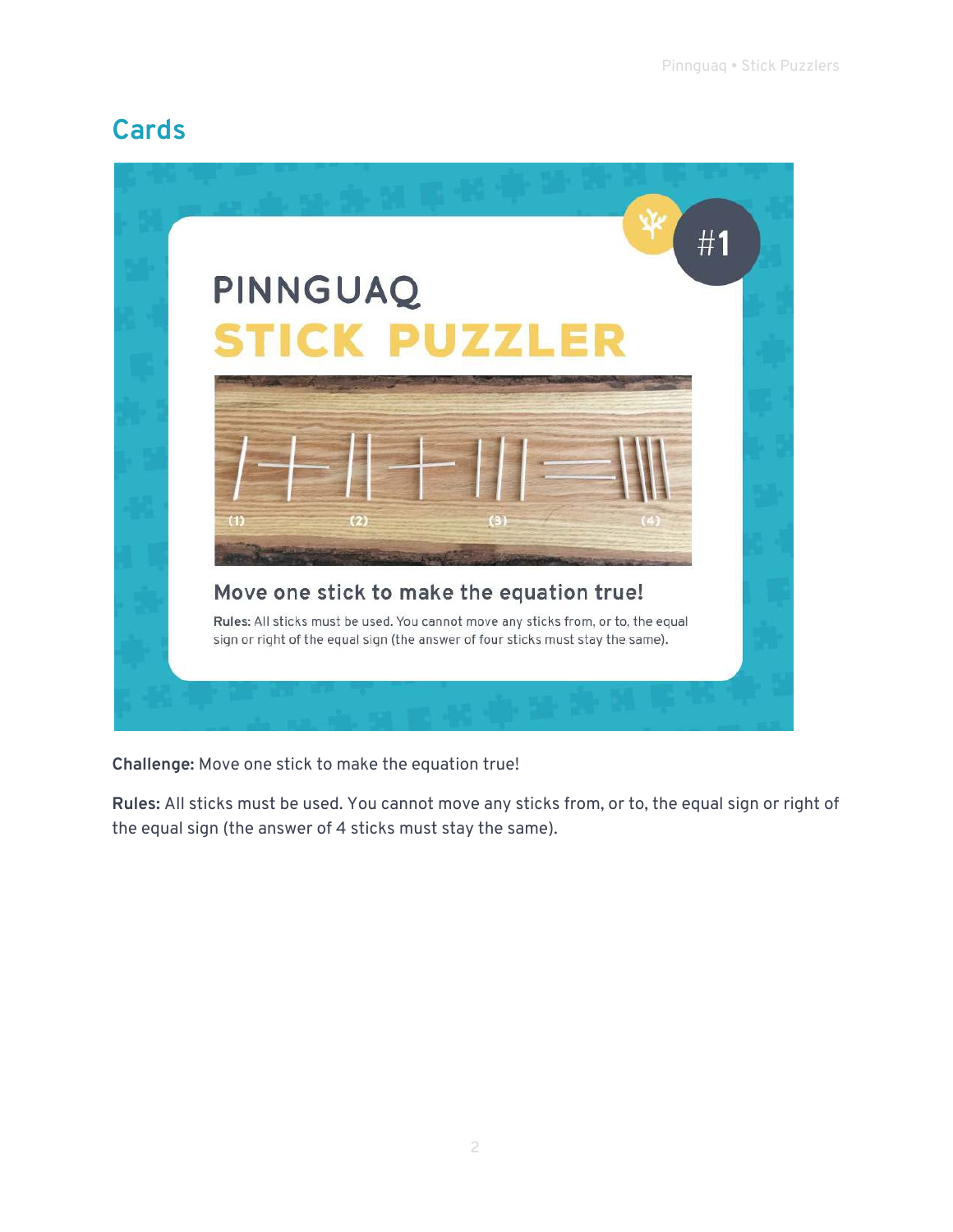## Cards

PINNGUAQ

STICK PUZZLER

#1

(1) (2) (3) (4)

Move one stick to make the equation true!

**Rules:** All sticks must be used. You cannot move any sticks from, or to, the equal sign or right of the equal sign (the answer of four sticks must stay the same).

**Challenge:** Move one stick to make the equation true!

**Rules:** All sticks must be used. You cannot move any sticks from, or to, the equal sign or right of the equal sign (the answer of 4 sticks must stay the same).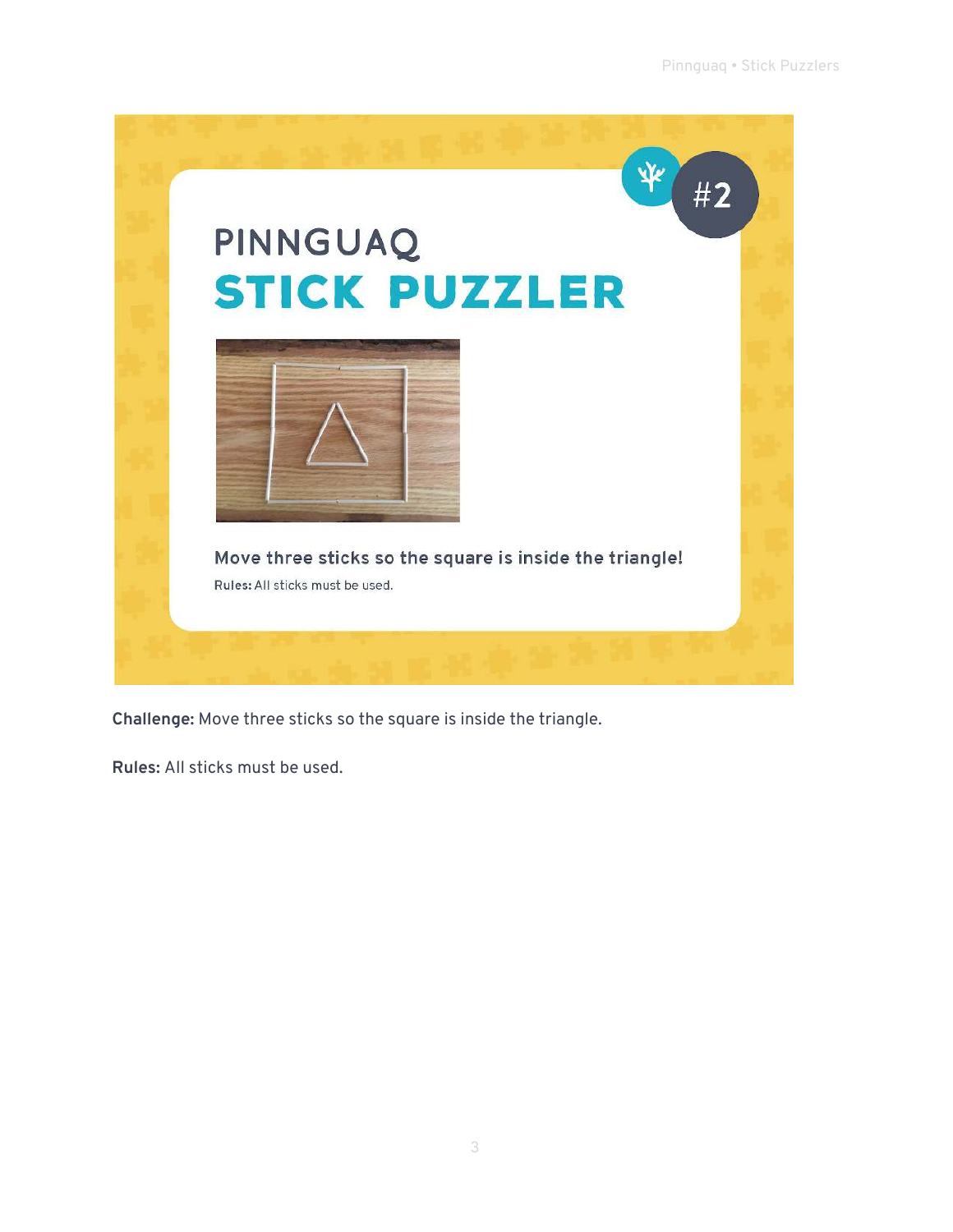#2

PINNGUAQ

# STICK PUZZLER

**Move three sticks so the square is inside the triangle!**

**Rules:** All sticks must be used.

**Challenge:** Move three sticks so the square is inside the triangle.

**Rules:** All sticks must be used.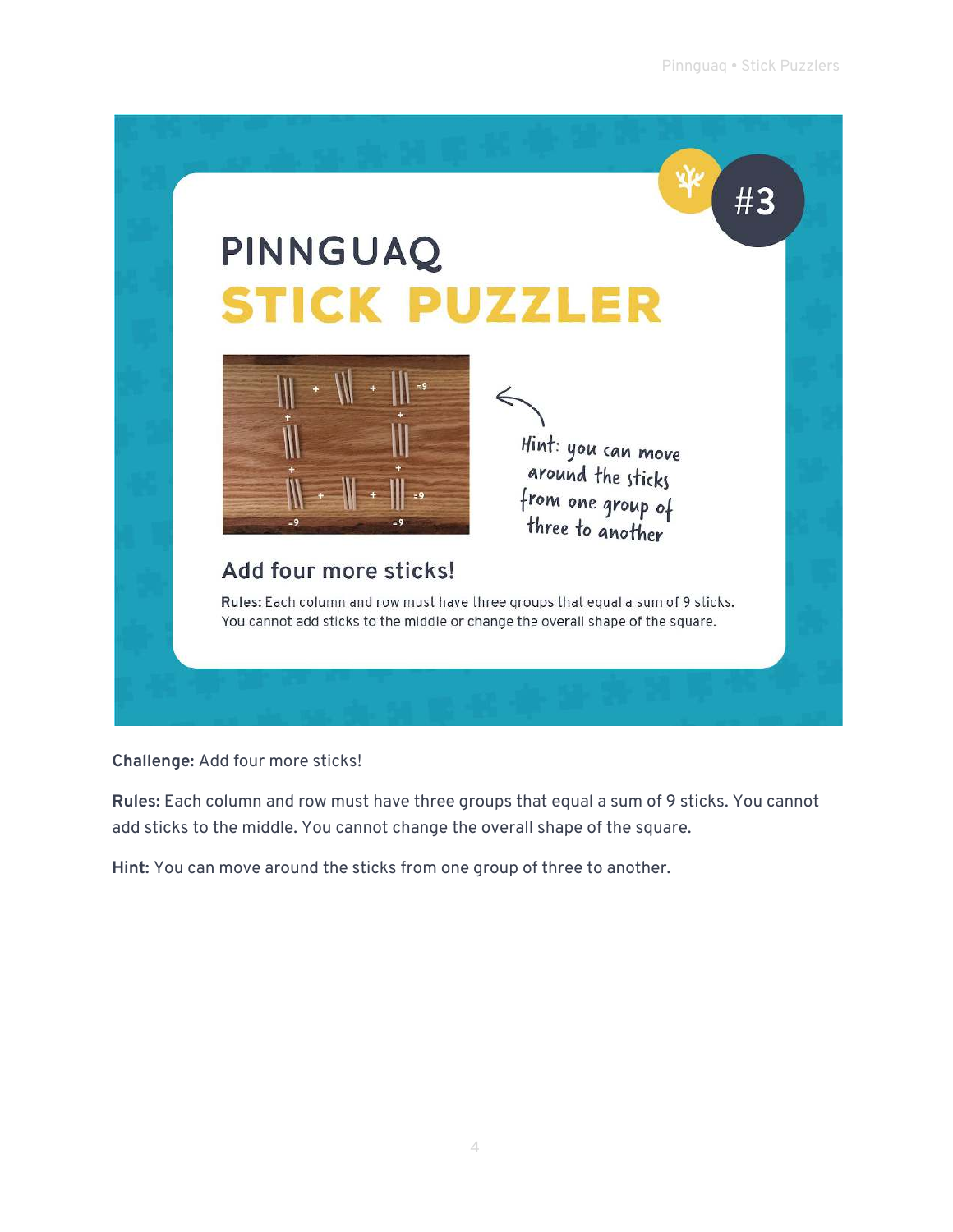# PINNGUAQ STICK PUZZLER

#3

Hint: you can move around the sticks from one group of three to another

## Add four more sticks!

**Rules:** Each column and row must have three groups that equal a sum of 9 sticks. You cannot add sticks to the middle or change the overall shape of the square.

**Challenge:** Add four more sticks!

**Rules:** Each column and row must have three groups that equal a sum of 9 sticks. You cannot add sticks to the middle. You cannot change the overall shape of the square.

**Hint:** You can move around the sticks from one group of three to another.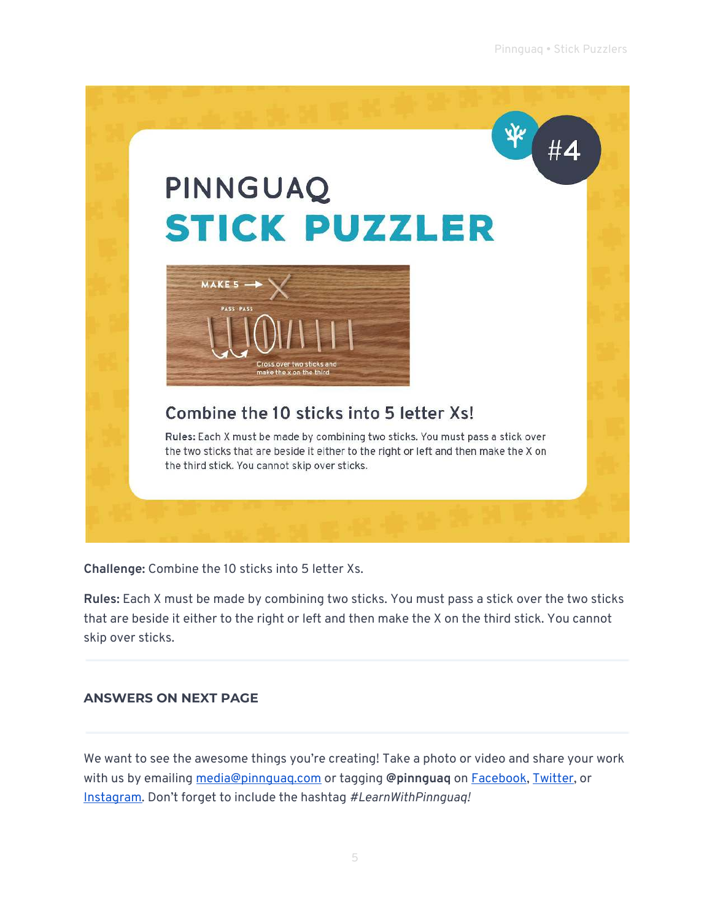#4

PINNGUAQ

# STICK PUZZLER

MAKE 5 → X

PASS PASS

Cross over two sticks and make the x on the third

## Combine the 10 sticks into 5 letter Xs!

**Rules:** Each X must be made by combining two sticks. You must pass a stick over the two sticks that are beside it either to the right or left and then make the X on the third stick. You cannot skip over sticks.

**Challenge:** Combine the 10 sticks into 5 letter Xs.

**Rules:** Each X must be made by combining two sticks. You must pass a stick over the two sticks that are beside it either to the right or left and then make the X on the third stick. You cannot skip over sticks.

---

### ANSWERS ON NEXT PAGE

---

We want to see the awesome things you're creating! Take a photo or video and share your work with us by emailing [media@pinnguaq.com](mailto:media@pinnguaq.com) or tagging **@pinnguaq** on Facebook, Twitter, or Instagram. Don't forget to include the hashtag *#LearnWithPinnguaq!*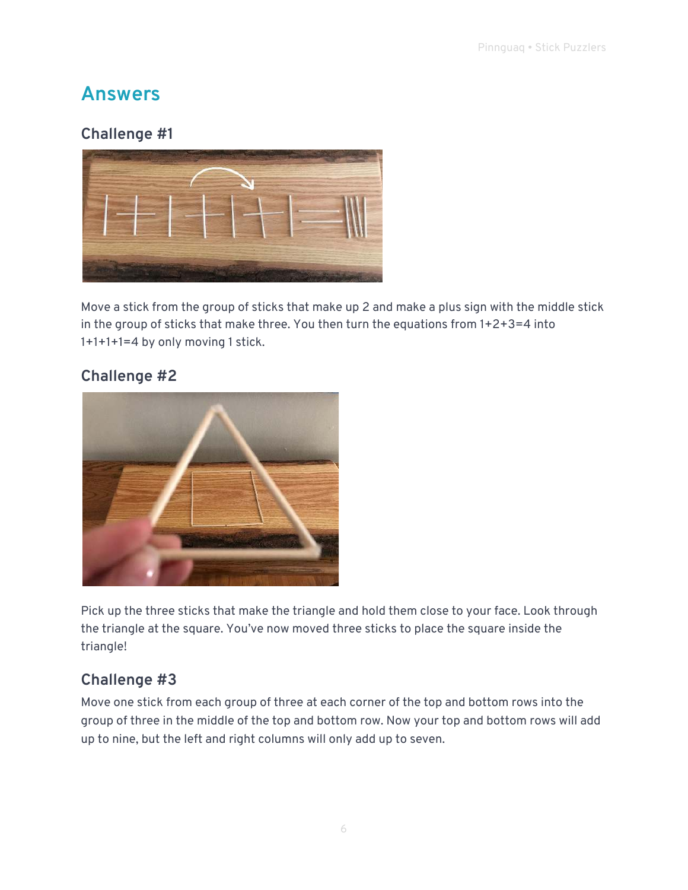## Answers

### Challenge #1

Move a stick from the group of sticks that make up 2 and make a plus sign with the middle stick in the group of sticks that make three. You then turn the equations from 1+2+3=4 into 1+1+1+1=4 by only moving 1 stick.

### Challenge #2

Pick up the three sticks that make the triangle and hold them close to your face. Look through the triangle at the square. You've now moved three sticks to place the square inside the triangle!

### Challenge #3

Move one stick from each group of three at each corner of the top and bottom rows into the group of three in the middle of the top and bottom row. Now your top and bottom rows will add up to nine, but the left and right columns will only add up to seven.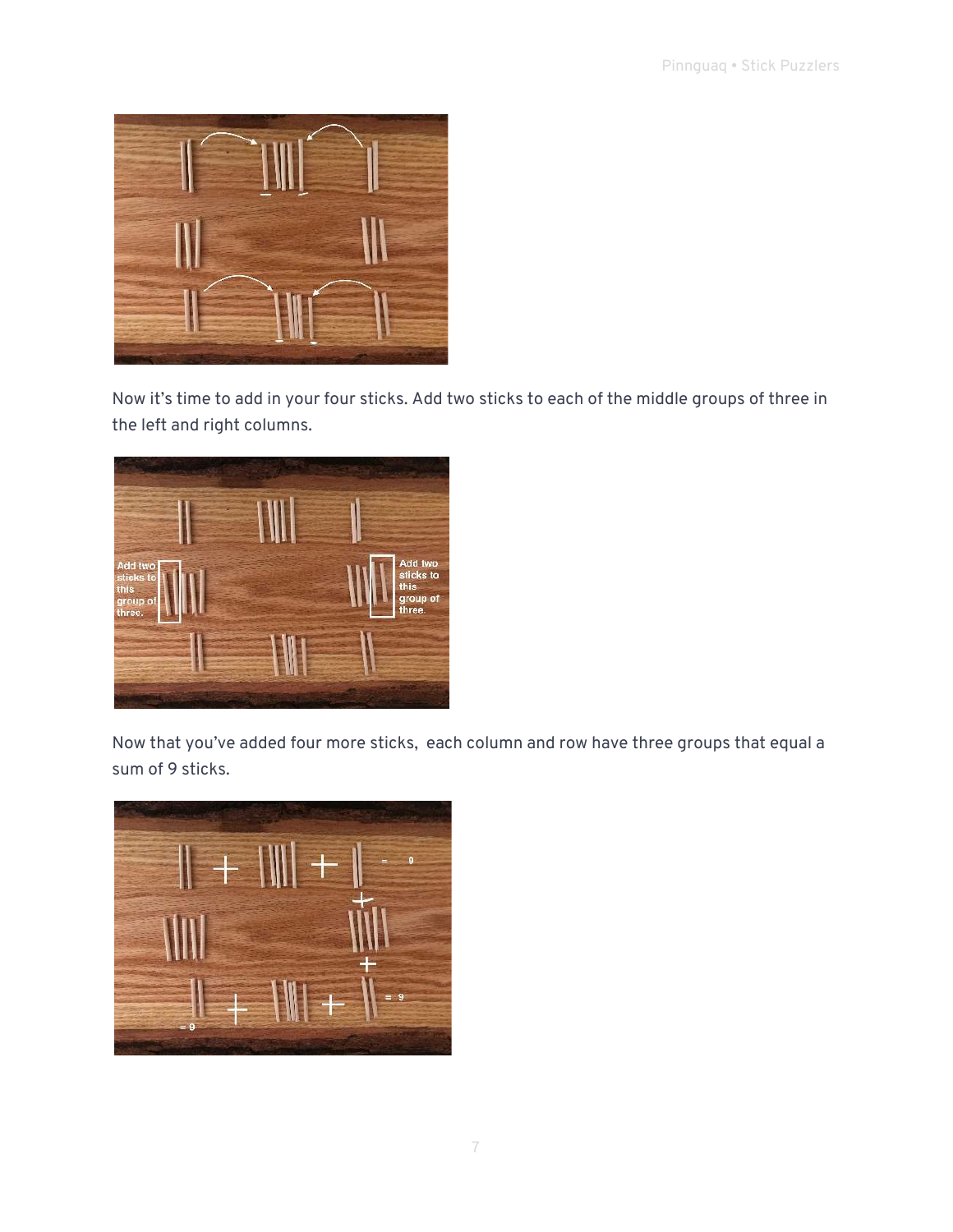Now it's time to add in your four sticks. Add two sticks to each of the middle groups of three in the left and right columns.

Now that you've added four more sticks, each column and row have three groups that equal a sum of 9 sticks.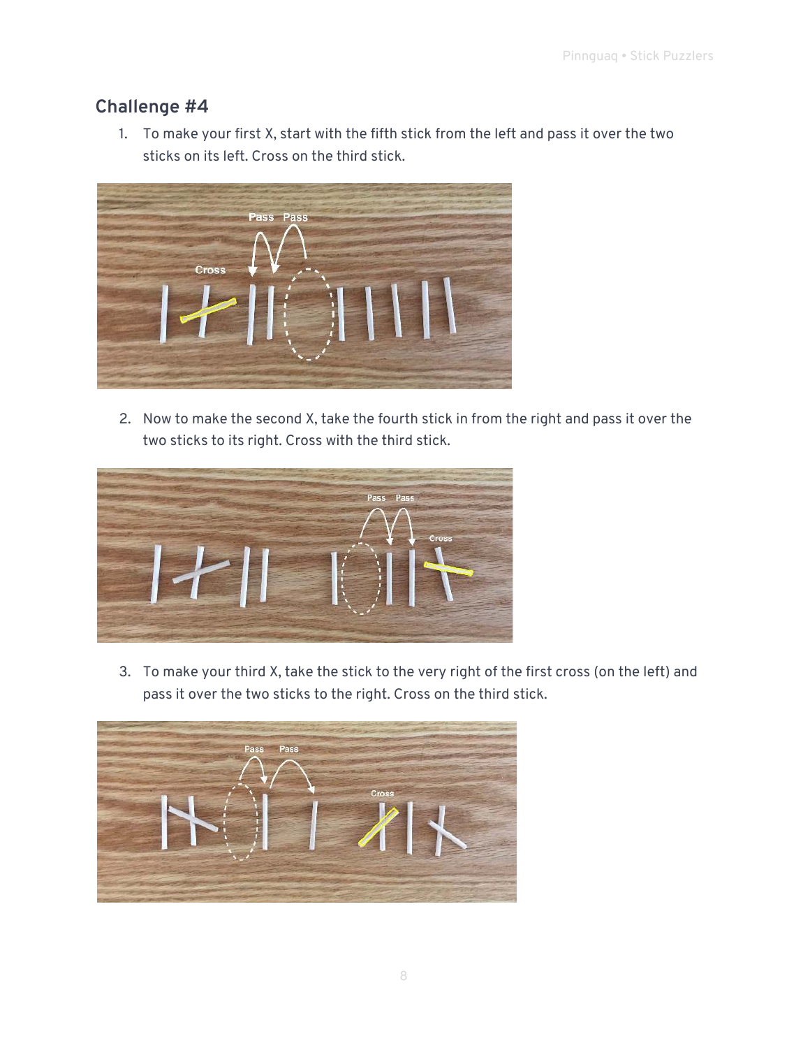## Challenge #4

1. To make your first X, start with the fifth stick from the left and pass it over the two sticks on its left. Cross on the third stick.

2. Now to make the second X, take the fourth stick in from the right and pass it over the two sticks to its right. Cross with the third stick.

3. To make your third X, take the stick to the very right of the first cross (on the left) and pass it over the two sticks to the right. Cross on the third stick.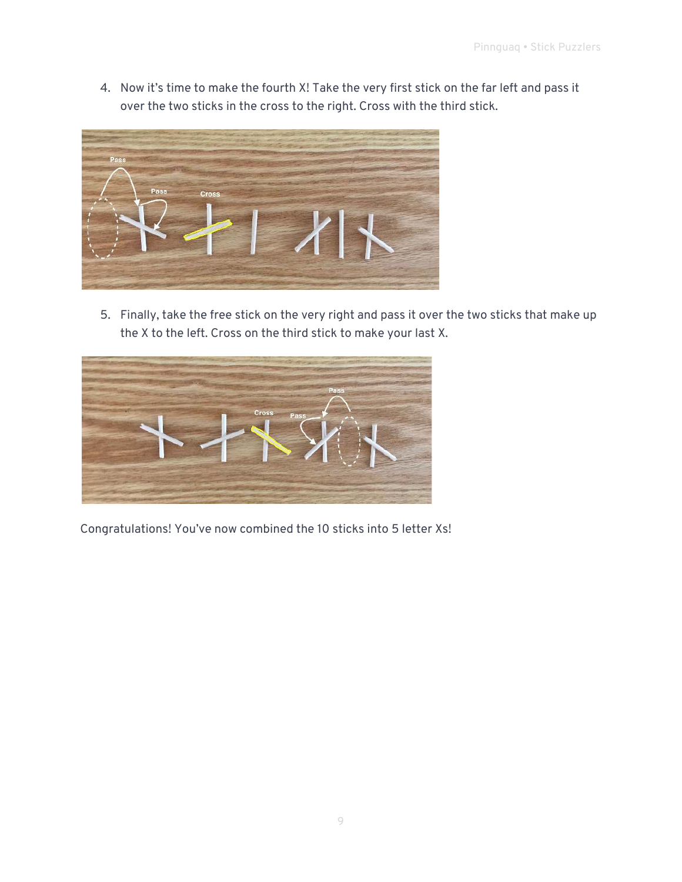4. Now it's time to make the fourth X! Take the very first stick on the far left and pass it over the two sticks in the cross to the right. Cross with the third stick.

Pass
Pass
Cross

5. Finally, take the free stick on the very right and pass it over the two sticks that make up the X to the left. Cross on the third stick to make your last X.

Pass
Cross
Pass

Congratulations! You've now combined the 10 sticks into 5 letter Xs!